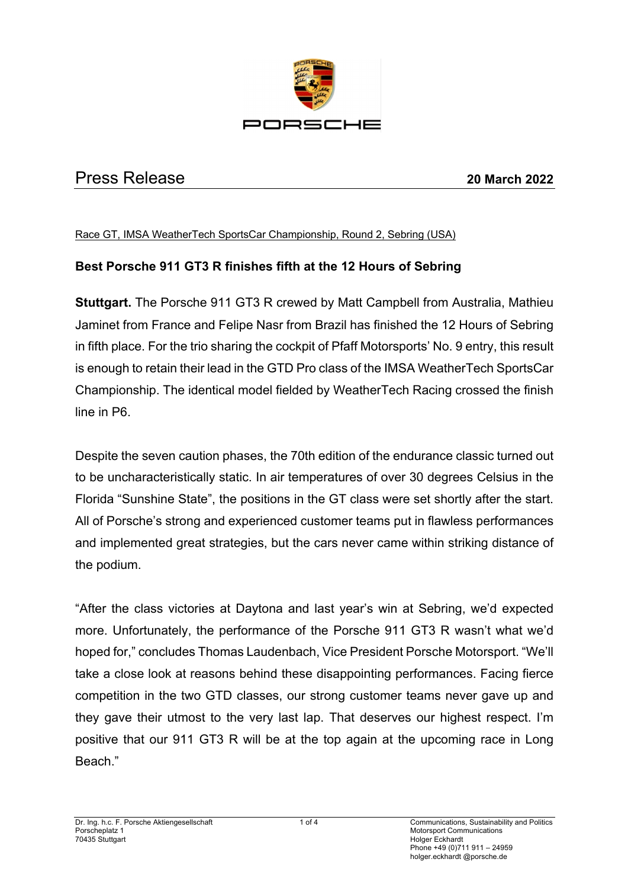# Press Release

**20 March 2022**

Race GT, IMSA WeatherTech SportsCar Championship, Round 2, Sebring (USA)

## Best Porsche 911 GT3 R finishes fifth at the 12 Hours of Sebring

**Stuttgart.** The Porsche 911 GT3 R crewed by Matt Campbell from Australia, Mathieu Jaminet from France and Felipe Nasr from Brazil has finished the 12 Hours of Sebring in fifth place. For the trio sharing the cockpit of Pfaff Motorsports' No. 9 entry, this result is enough to retain their lead in the GTD Pro class of the IMSA WeatherTech SportsCar Championship. The identical model fielded by WeatherTech Racing crossed the finish line in P6.

Despite the seven caution phases, the 70th edition of the endurance classic turned out to be uncharacteristically static. In air temperatures of over 30 degrees Celsius in the Florida "Sunshine State", the positions in the GT class were set shortly after the start. All of Porsche's strong and experienced customer teams put in flawless performances and implemented great strategies, but the cars never came within striking distance of the podium.

"After the class victories at Daytona and last year's win at Sebring, we'd expected more. Unfortunately, the performance of the Porsche 911 GT3 R wasn't what we'd hoped for," concludes Thomas Laudenbach, Vice President Porsche Motorsport. "We'll take a close look at reasons behind these disappointing performances. Facing fierce competition in the two GTD classes, our strong customer teams never gave up and they gave their utmost to the very last lap. That deserves our highest respect. I'm positive that our 911 GT3 R will be at the top again at the upcoming race in Long Beach."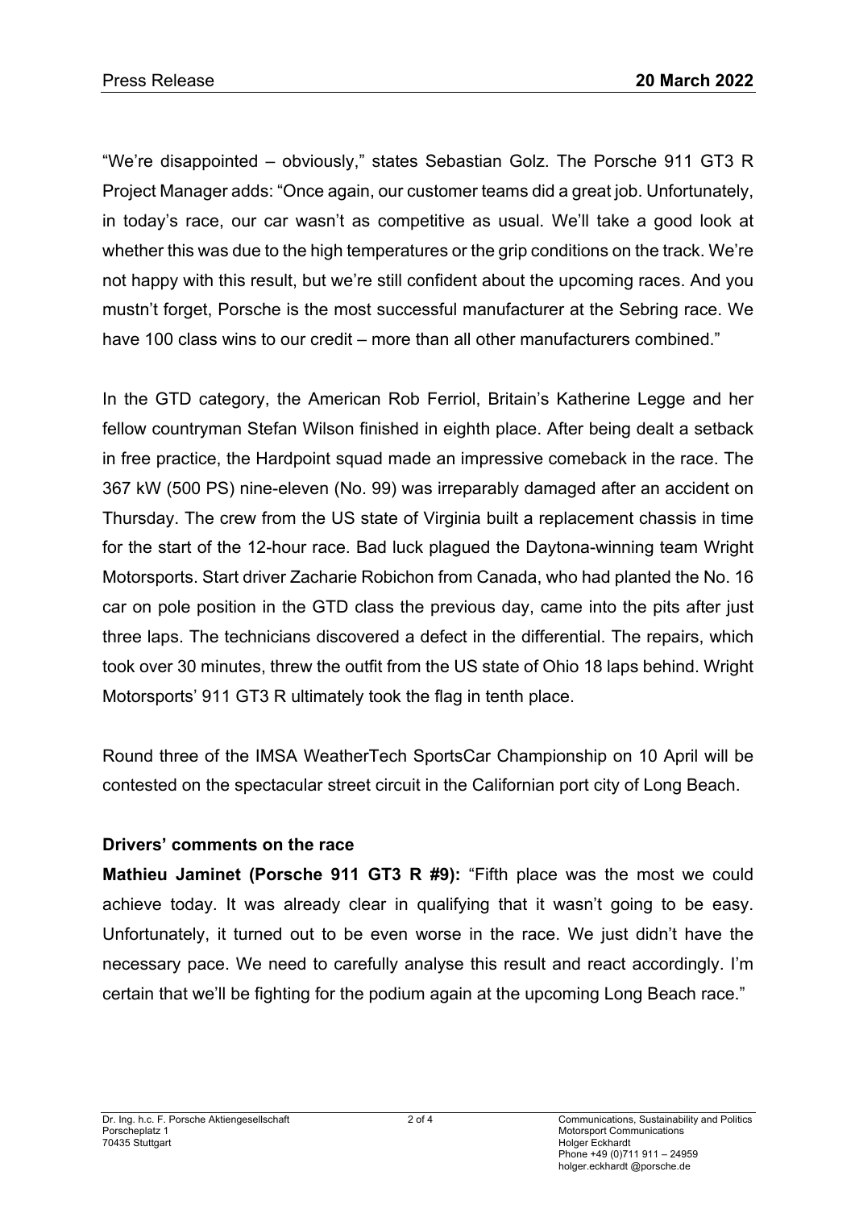"We're disappointed – obviously," states Sebastian Golz. The Porsche 911 GT3 R Project Manager adds: "Once again, our customer teams did a great job. Unfortunately, in today's race, our car wasn't as competitive as usual. We'll take a good look at whether this was due to the high temperatures or the grip conditions on the track. We're not happy with this result, but we're still confident about the upcoming races. And you mustn't forget, Porsche is the most successful manufacturer at the Sebring race. We have 100 class wins to our credit – more than all other manufacturers combined."

In the GTD category, the American Rob Ferriol, Britain's Katherine Legge and her fellow countryman Stefan Wilson finished in eighth place. After being dealt a setback in free practice, the Hardpoint squad made an impressive comeback in the race. The 367 kW (500 PS) nine-eleven (No. 99) was irreparably damaged after an accident on Thursday. The crew from the US state of Virginia built a replacement chassis in time for the start of the 12-hour race. Bad luck plagued the Daytona-winning team Wright Motorsports. Start driver Zacharie Robichon from Canada, who had planted the No. 16 car on pole position in the GTD class the previous day, came into the pits after just three laps. The technicians discovered a defect in the differential. The repairs, which took over 30 minutes, threw the outfit from the US state of Ohio 18 laps behind. Wright Motorsports' 911 GT3 R ultimately took the flag in tenth place.

Round three of the IMSA WeatherTech SportsCar Championship on 10 April will be contested on the spectacular street circuit in the Californian port city of Long Beach.

**Drivers' comments on the race**

**Mathieu Jaminet (Porsche 911 GT3 R #9):** "Fifth place was the most we could achieve today. It was already clear in qualifying that it wasn't going to be easy. Unfortunately, it turned out to be even worse in the race. We just didn't have the necessary pace. We need to carefully analyse this result and react accordingly. I'm certain that we'll be fighting for the podium again at the upcoming Long Beach race."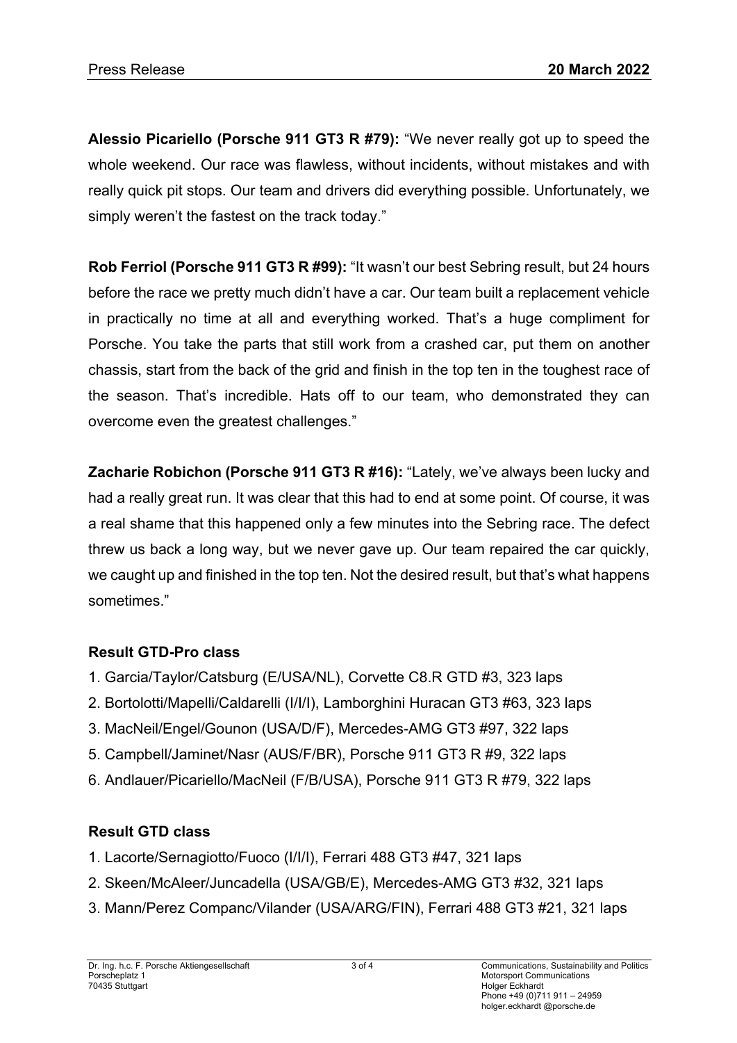**Alessio Picariello (Porsche 911 GT3 R #79):** "We never really got up to speed the whole weekend. Our race was flawless, without incidents, without mistakes and with really quick pit stops. Our team and drivers did everything possible. Unfortunately, we simply weren't the fastest on the track today."

**Rob Ferriol (Porsche 911 GT3 R #99):** "It wasn't our best Sebring result, but 24 hours before the race we pretty much didn't have a car. Our team built a replacement vehicle in practically no time at all and everything worked. That's a huge compliment for Porsche. You take the parts that still work from a crashed car, put them on another chassis, start from the back of the grid and finish in the top ten in the toughest race of the season. That's incredible. Hats off to our team, who demonstrated they can overcome even the greatest challenges."

**Zacharie Robichon (Porsche 911 GT3 R #16):** "Lately, we've always been lucky and had a really great run. It was clear that this had to end at some point. Of course, it was a real shame that this happened only a few minutes into the Sebring race. The defect threw us back a long way, but we never gave up. Our team repaired the car quickly, we caught up and finished in the top ten. Not the desired result, but that's what happens sometimes."

**Result GTD-Pro class**

1. Garcia/Taylor/Catsburg (E/USA/NL), Corvette C8.R GTD #3, 323 laps
2. Bortolotti/Mapelli/Caldarelli (I/I/I), Lamborghini Huracan GT3 #63, 323 laps
3. MacNeil/Engel/Gounon (USA/D/F), Mercedes-AMG GT3 #97, 322 laps
5. Campbell/Jaminet/Nasr (AUS/F/BR), Porsche 911 GT3 R #9, 322 laps
6. Andlauer/Picariello/MacNeil (F/B/USA), Porsche 911 GT3 R #79, 322 laps

**Result GTD class**

1. Lacorte/Sernagiotto/Fuoco (I/I/I), Ferrari 488 GT3 #47, 321 laps
2. Skeen/McAleer/Juncadella (USA/GB/E), Mercedes-AMG GT3 #32, 321 laps
3. Mann/Perez Companc/Vilander (USA/ARG/FIN), Ferrari 488 GT3 #21, 321 laps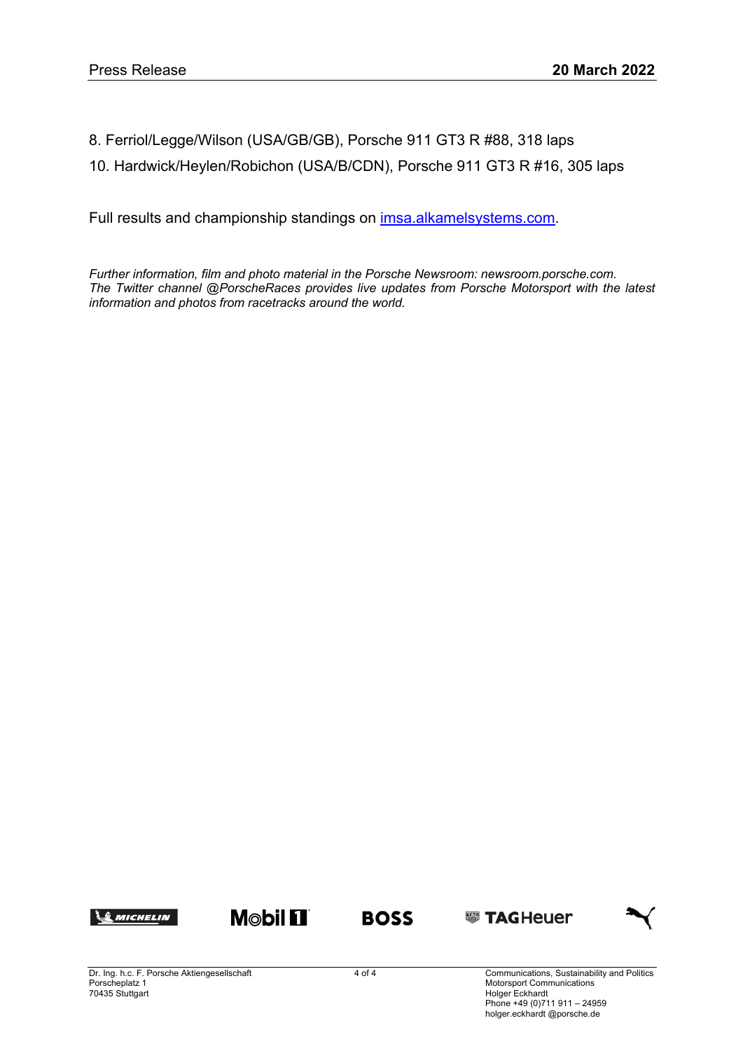8. Ferriol/Legge/Wilson (USA/GB/GB), Porsche 911 GT3 R #88, 318 laps

10. Hardwick/Heylen/Robichon (USA/B/CDN), Porsche 911 GT3 R #16, 305 laps

Full results and championship standings on [imsa.alkamelsystems.com](imsa.alkamelsystems.com).

*Further information, film and photo material in the Porsche Newsroom: newsroom.porsche.com.*
*The Twitter channel @PorscheRaces provides live updates from Porsche Motorsport with the latest information and photos from racetracks around the world.*

Dr. Ing. h.c. F. Porsche Aktiengesellschaft
Porscheplatz 1
70435 Stuttgart

Communications, Sustainability and Politics
Motorsport Communications
Holger Eckhardt
Phone +49 (0)711 911 – 24959
holger.eckhardt @porsche.de